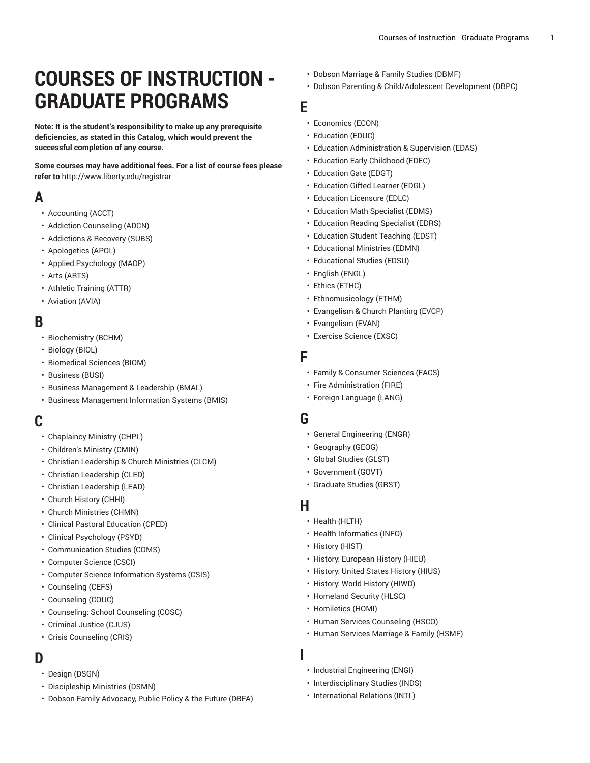# COURSES OF INSTRUCTION - GRADUATE PROGRAMS

**Note: It is the student's responsibility to make up any prerequisite deficiencies, as stated in this Catalog, which would prevent the successful completion of any course.**

**Some courses may have additional fees. For a list of course fees please refer to** http://www.liberty.edu/registrar

## A

- Accounting (ACCT)
- Addiction Counseling (ADCN)
- Addictions & Recovery (SUBS)
- Apologetics (APOL)
- Applied Psychology (MAOP)
- Arts (ARTS)
- Athletic Training (ATTR)
- Aviation (AVIA)

## B

- Biochemistry (BCHM)
- Biology (BIOL)
- Biomedical Sciences (BIOM)
- Business (BUSI)
- Business Management & Leadership (BMAL)
- Business Management Information Systems (BMIS)

## C

- Chaplaincy Ministry (CHPL)
- Children's Ministry (CMIN)
- Christian Leadership & Church Ministries (CLCM)
- Christian Leadership (CLED)
- Christian Leadership (LEAD)
- Church History (CHHI)
- Church Ministries (CHMN)
- Clinical Pastoral Education (CPED)
- Clinical Psychology (PSYD)
- Communication Studies (COMS)
- Computer Science (CSCI)
- Computer Science Information Systems (CSIS)
- Counseling (CEFS)
- Counseling (COUC)
- Counseling: School Counseling (COSC)
- Criminal Justice (CJUS)
- Crisis Counseling (CRIS)

## D

- Design (DSGN)
- Discipleship Ministries (DSMN)
- Dobson Family Advocacy, Public Policy & the Future (DBFA)
- Dobson Marriage & Family Studies (DBMF)
- Dobson Parenting & Child/Adolescent Development (DBPC)

## E

- Economics (ECON)
- Education (EDUC)
- Education Administration & Supervision (EDAS)
- Education Early Childhood (EDEC)
- Education Gate (EDGT)
- Education Gifted Learner (EDGL)
- Education Licensure (EDLC)
- Education Math Specialist (EDMS)
- Education Reading Specialist (EDRS)
- Education Student Teaching (EDST)
- Educational Ministries (EDMN)
- Educational Studies (EDSU)
- English (ENGL)
- Ethics (ETHC)
- Ethnomusicology (ETHM)
- Evangelism & Church Planting (EVCP)
- Evangelism (EVAN)
- Exercise Science (EXSC)

## F

- Family & Consumer Sciences (FACS)
- Fire Administration (FIRE)
- Foreign Language (LANG)

## G

- General Engineering (ENGR)
- Geography (GEOG)
- Global Studies (GLST)
- Government (GOVT)
- Graduate Studies (GRST)

## H

- Health (HLTH)
- Health Informatics (INFO)
- History (HIST)
- History: European History (HIEU)
- History: United States History (HIUS)
- History: World History (HIWD)
- Homeland Security (HLSC)
- Homiletics (HOMI)
- Human Services Counseling (HSCO)
- Human Services Marriage & Family (HSMF)

## I

- Industrial Engineering (ENGI)
- Interdisciplinary Studies (INDS)
- International Relations (INTL)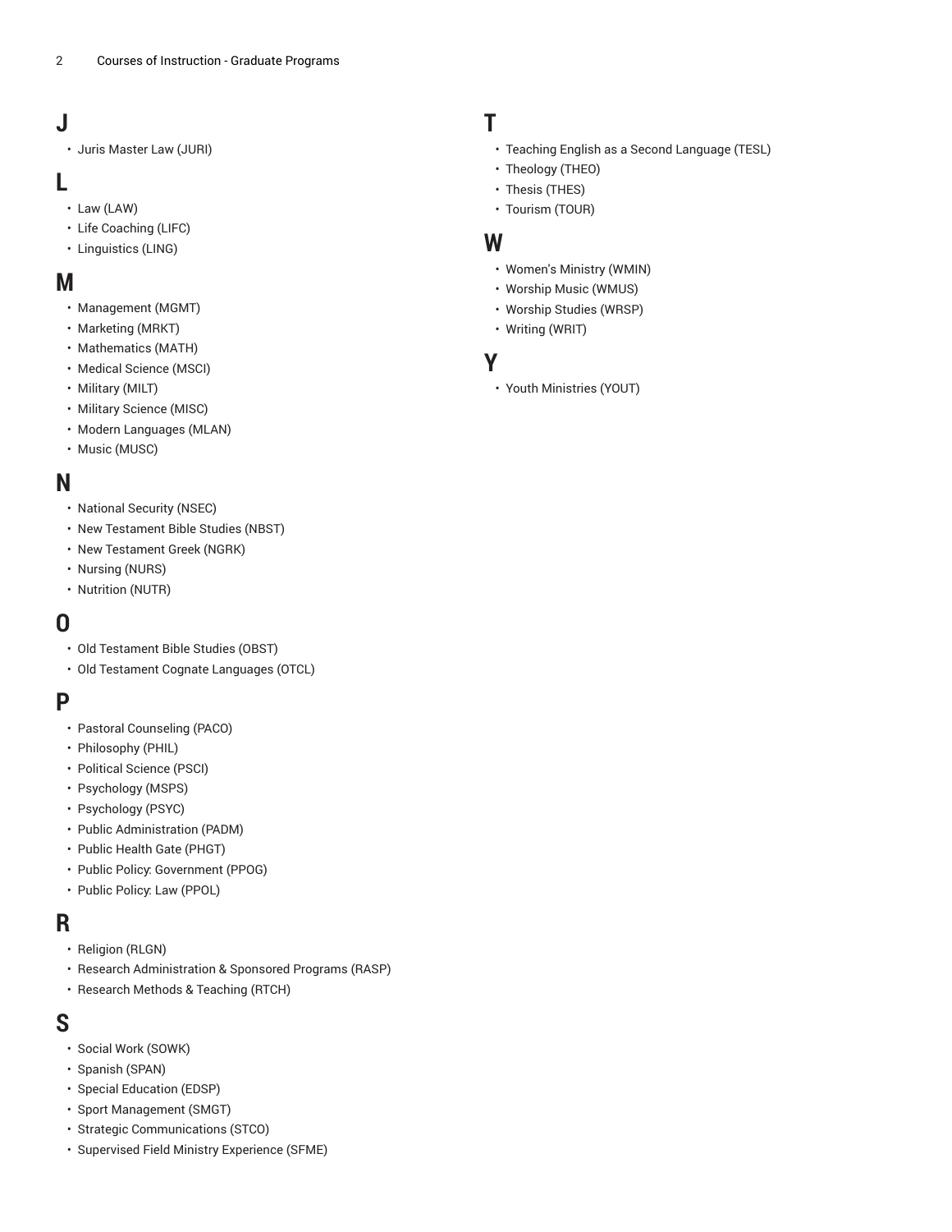## J

- Juris Master Law (JURI)

## L

- Law (LAW)
- Life Coaching (LIFC)
- Linguistics (LING)

## M

- Management (MGMT)
- Marketing (MRKT)
- Mathematics (MATH)
- Medical Science (MSCI)
- Military (MILT)
- Military Science (MISC)
- Modern Languages (MLAN)
- Music (MUSC)

## N

- National Security (NSEC)
- New Testament Bible Studies (NBST)
- New Testament Greek (NGRK)
- Nursing (NURS)
- Nutrition (NUTR)

## O

- Old Testament Bible Studies (OBST)
- Old Testament Cognate Languages (OTCL)

## P

- Pastoral Counseling (PACO)
- Philosophy (PHIL)
- Political Science (PSCI)
- Psychology (MSPS)
- Psychology (PSYC)
- Public Administration (PADM)
- Public Health Gate (PHGT)
- Public Policy: Government (PPOG)
- Public Policy: Law (PPOL)

## R

- Religion (RLGN)
- Research Administration & Sponsored Programs (RASP)
- Research Methods & Teaching (RTCH)

## S

- Social Work (SOWK)
- Spanish (SPAN)
- Special Education (EDSP)
- Sport Management (SMGT)
- Strategic Communications (STCO)
- Supervised Field Ministry Experience (SFME)

## T

- Teaching English as a Second Language (TESL)
- Theology (THEO)
- Thesis (THES)
- Tourism (TOUR)

## W

- Women's Ministry (WMIN)
- Worship Music (WMUS)
- Worship Studies (WRSP)
- Writing (WRIT)

## Y

- Youth Ministries (YOUT)